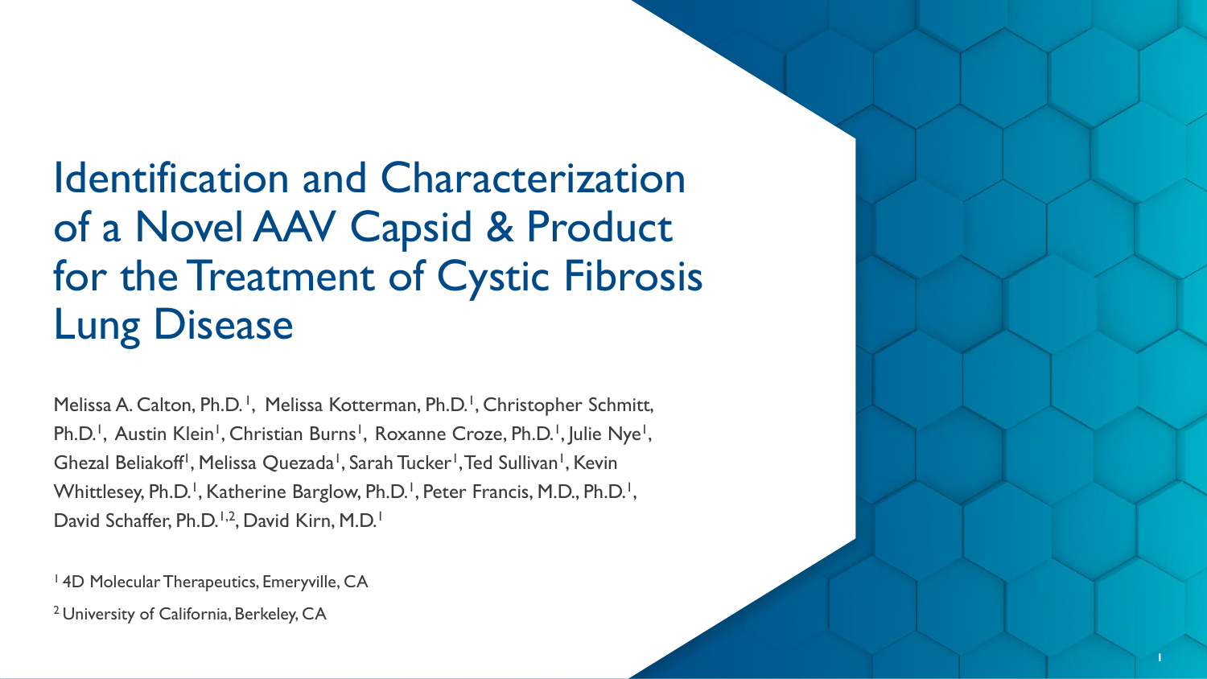# Identification and Characterization of a Novel AAV Capsid & Product for the Treatment of Cystic Fibrosis Lung Disease

Melissa A. Calton, Ph.D.[1], Melissa Kotterman, Ph.D.[1], Christopher Schmitt, Ph.D.[1], Austin Klein[1], Christian Burns[1], Roxanne Croze, Ph.D.[1], Julie Nye[1], Ghezal Beliakoff[1], Melissa Quezada[1], Sarah Tucker[1], Ted Sullivan[1], Kevin Whittlesey, Ph.D.[1], Katherine Barglow, Ph.D.[1], Peter Francis, M.D., Ph.D.[1], David Schaffer, Ph.D.[1,2], David Kirn, M.D.[1]

[1] 4D Molecular Therapeutics, Emeryville, CA

[2] University of California, Berkeley, CA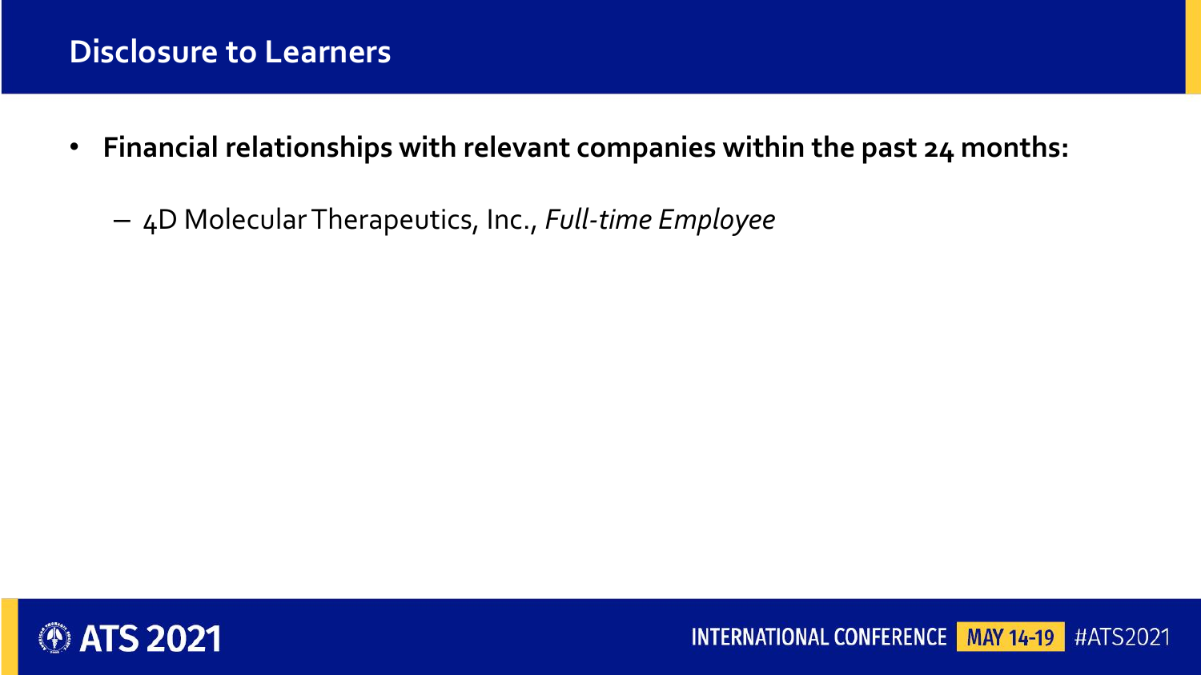## Disclosure to Learners

- **Financial relationships with relevant companies within the past 24 months:**
  - 4D Molecular Therapeutics, Inc., *Full-time Employee*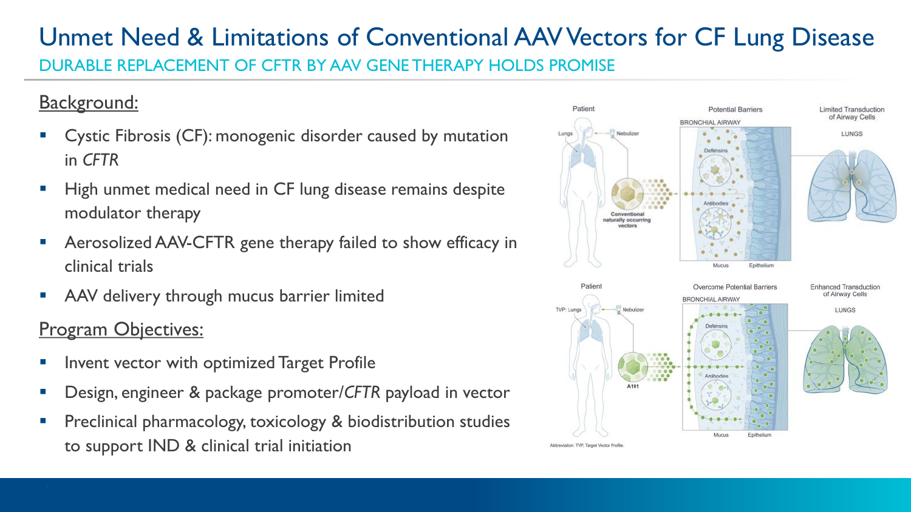# Unmet Need & Limitations of Conventional AAV Vectors for CF Lung Disease

## DURABLE REPLACEMENT OF CFTR BY AAV GENE THERAPY HOLDS PROMISE

### Background:

- Cystic Fibrosis (CF): monogenic disorder caused by mutation in *CFTR*
- High unmet medical need in CF lung disease remains despite modulator therapy
- Aerosolized AAV-CFTR gene therapy failed to show efficacy in clinical trials
- AAV delivery through mucus barrier limited

### Program Objectives:

- Invent vector with optimized Target Profile
- Design, engineer & package promoter/*CFTR* payload in vector
- Preclinical pharmacology, toxicology & biodistribution studies to support IND & clinical trial initiation

Patient | Potential Barriers | Limited Transduction of Airway Cells

Lungs — Nebulizer — Conventional naturally occurring vectors

BRONCHIAL AIRWAY: Defensins, Antibodies, Mucus, Epithelium

LUNGS

Patient | Overcome Potential Barriers | Enhanced Transduction of Airway Cells

TVP: Lungs — Nebulizer — A101

BRONCHIAL AIRWAY: Defensins, Antibodies, Mucus, Epithelium

LUNGS

Abbreviation: TVP, Target Vector Profile.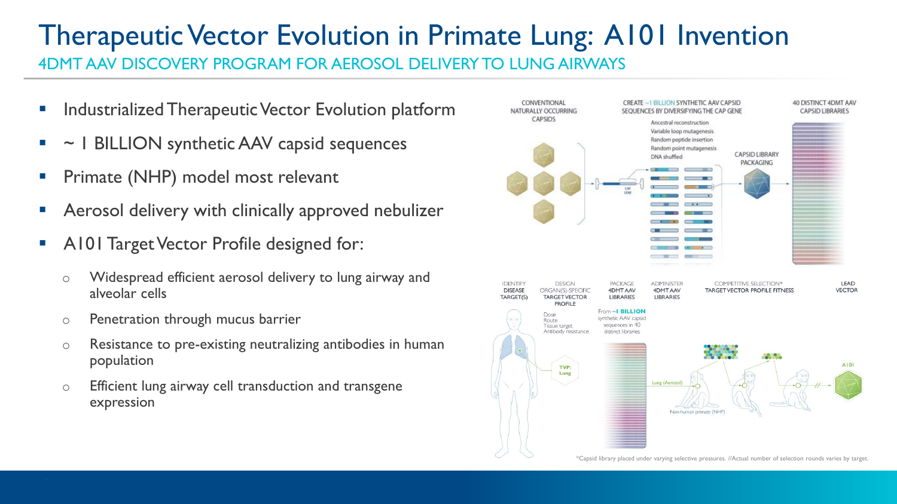# Therapeutic Vector Evolution in Primate Lung: A101 Invention

## 4DMT AAV DISCOVERY PROGRAM FOR AEROSOL DELIVERY TO LUNG AIRWAYS

- Industrialized Therapeutic Vector Evolution platform
- ~ 1 BILLION synthetic AAV capsid sequences
- Primate (NHP) model most relevant
- Aerosol delivery with clinically approved nebulizer
- A101 Target Vector Profile designed for:
  - Widespread efficient aerosol delivery to lung airway and alveolar cells
  - Penetration through mucus barrier
  - Resistance to pre-existing neutralizing antibodies in human population
  - Efficient lung airway cell transduction and transgene expression

CONVENTIONAL NATURALLY OCCURRING CAPSIDS

CREATE ~1 BILLION SYNTHETIC AAV CAPSID SEQUENCES BY DIVERSIFYING THE CAP GENE

Ancestral reconstruction
Variable loop mutagenesis
Random peptide insertion
Random point mutagenesis
DNA shuffled

CAP GENE

CAPSID LIBRARY PACKAGING

40 DISTINCT 4DMT AAV CAPSID LIBRARIES

IDENTIFY DISEASE TARGET(S)

DESIGN ORGAN(S)-SPECIFIC TARGET VECTOR PROFILE

Dose
Route
Tissue target
Antibody resistance

TVP: Lung

PACKAGE 4DMT AAV LIBRARIES

From ~1 BILLION synthetic AAV capsid sequences in 40 distinct libraries

ADMINISTER 4DMT AAV LIBRARIES

Lung (Aerosol)

Non-human primate (NHP)

COMPETITIVE SELECTION* TARGET VECTOR PROFILE FITNESS

LEAD VECTOR

A101

*Capsid library placed under varying selective pressures. //Actual number of selection rounds varies by target.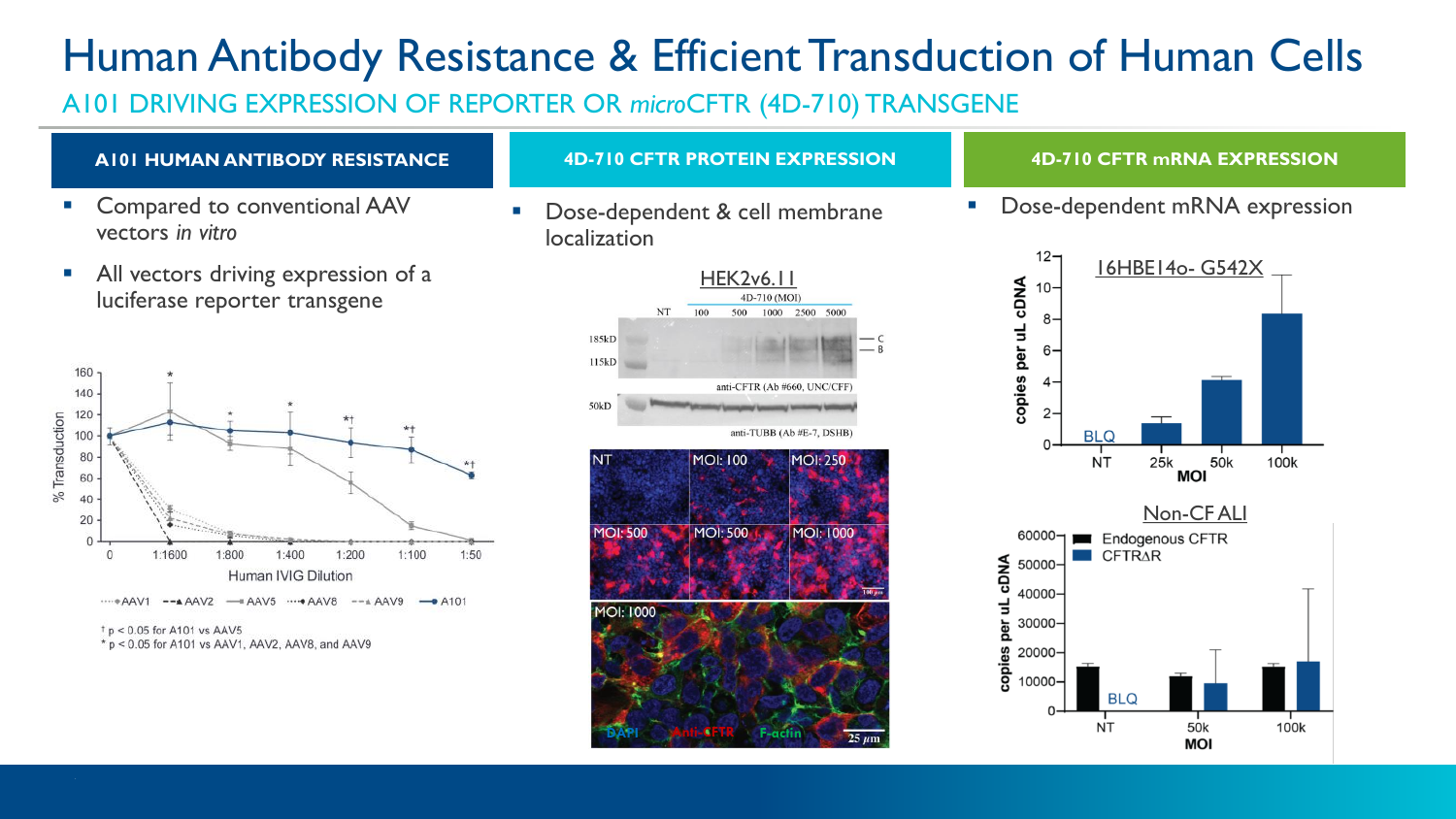# Human Antibody Resistance & Efficient Transduction of Human Cells

A101 DRIVING EXPRESSION OF REPORTER OR *micro*CFTR (4D-710) TRANSGENE

## A101 HUMAN ANTIBODY RESISTANCE

- Compared to conventional AAV vectors *in vitro*
- All vectors driving expression of a luciferase reporter transgene

† p < 0.05 for A101 vs AAV5
* p < 0.05 for A101 vs AAV1, AAV2, AAV8, and AAV9

## 4D-710 CFTR PROTEIN EXPRESSION

- Dose-dependent & cell membrane localization

## 4D-710 CFTR mRNA EXPRESSION

- Dose-dependent mRNA expression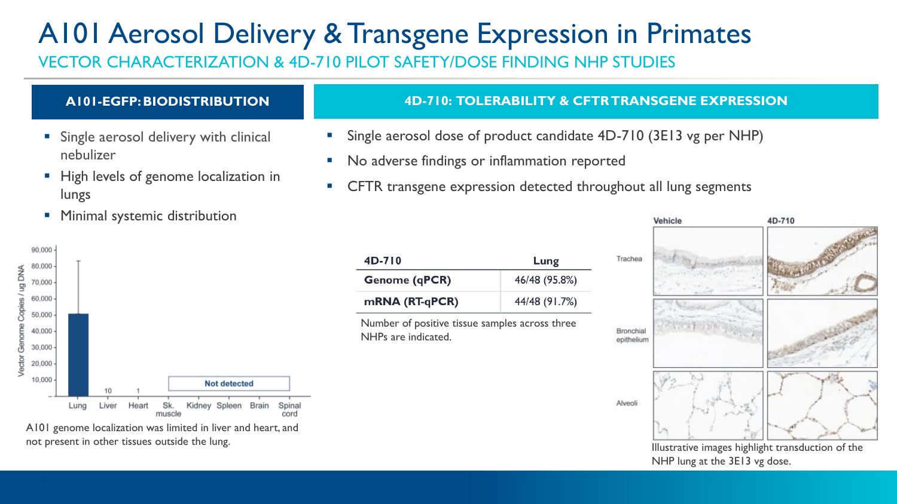# A101 Aerosol Delivery & Transgene Expression in Primates

## VECTOR CHARACTERIZATION & 4D-710 PILOT SAFETY/DOSE FINDING NHP STUDIES

### A101-EGFP: BIODISTRIBUTION

- Single aerosol delivery with clinical nebulizer
- High levels of genome localization in lungs
- Minimal systemic distribution

A101 genome localization was limited in liver and heart, and not present in other tissues outside the lung.

### 4D-710: TOLERABILITY & CFTR TRANSGENE EXPRESSION

- Single aerosol dose of product candidate 4D-710 (3E13 vg per NHP)
- No adverse findings or inflammation reported
- CFTR transgene expression detected throughout all lung segments

| 4D-710 | Lung |
|---|---|
| **Genome (qPCR)** | 46/48 (95.8%) |
| **mRNA (RT-qPCR)** | 44/48 (91.7%) |

Number of positive tissue samples across three NHPs are indicated.

Illustrative images highlight transduction of the NHP lung at the 3E13 vg dose.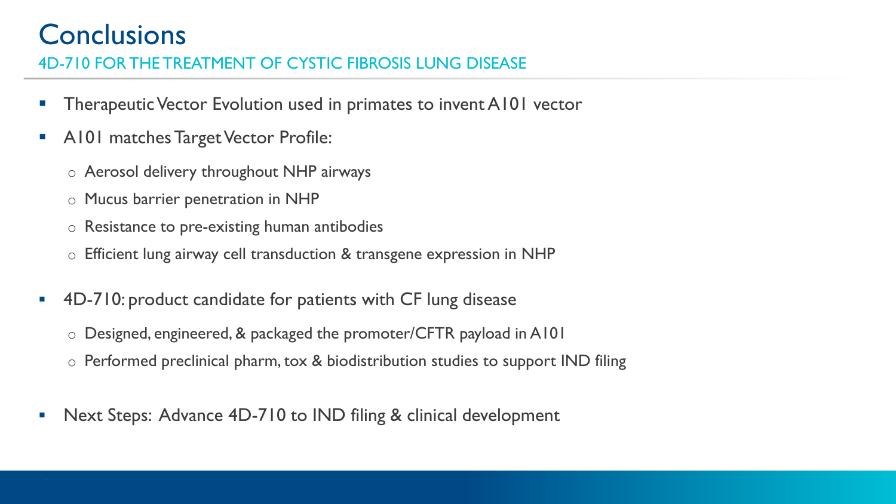# Conclusions

## 4D-710 FOR THE TREATMENT OF CYSTIC FIBROSIS LUNG DISEASE

- Therapeutic Vector Evolution used in primates to invent A101 vector
- A101 matches Target Vector Profile:
  - Aerosol delivery throughout NHP airways
  - Mucus barrier penetration in NHP
  - Resistance to pre-existing human antibodies
  - Efficient lung airway cell transduction & transgene expression in NHP
- 4D-710: product candidate for patients with CF lung disease
  - Designed, engineered, & packaged the promoter/CFTR payload in A101
  - Performed preclinical pharm, tox & biodistribution studies to support IND filing
- Next Steps: Advance 4D-710 to IND filing & clinical development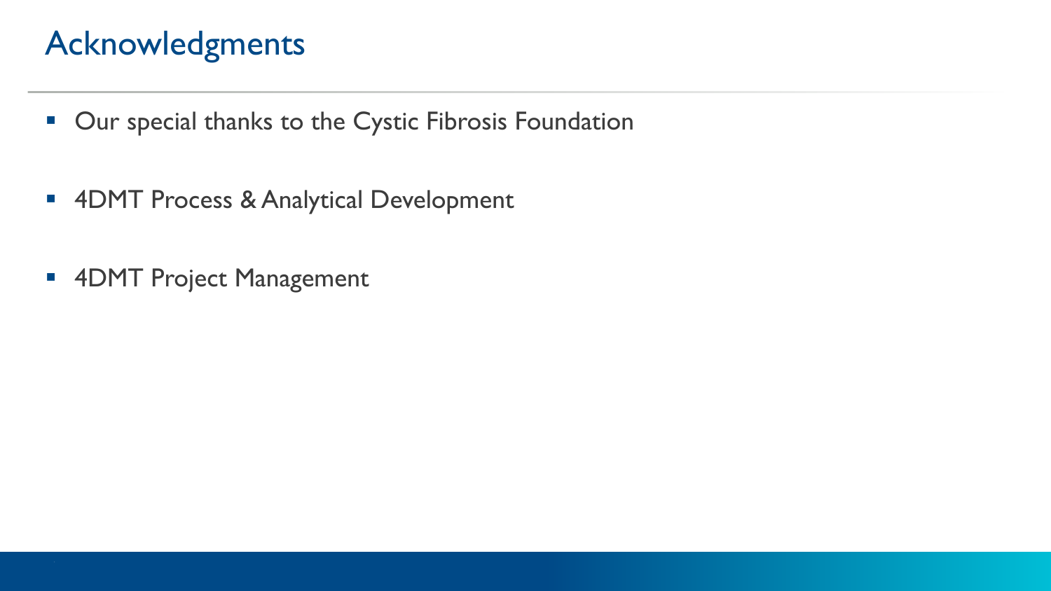# Acknowledgments

- Our special thanks to the Cystic Fibrosis Foundation
- 4DMT Process & Analytical Development
- 4DMT Project Management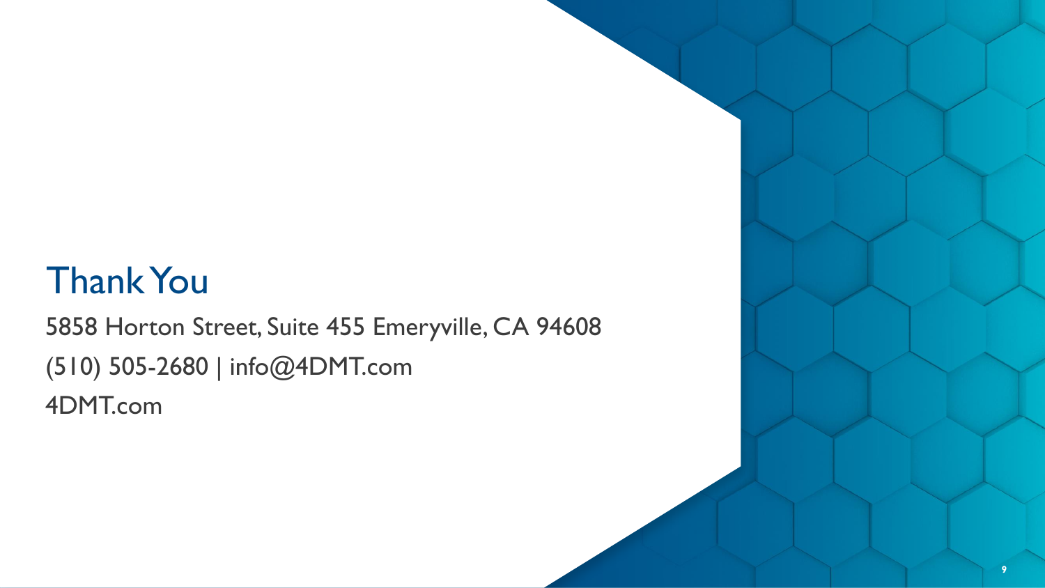# Thank You

5858 Horton Street, Suite 455 Emeryville, CA 94608

(510) 505-2680 | info@4DMT.com

4DMT.com